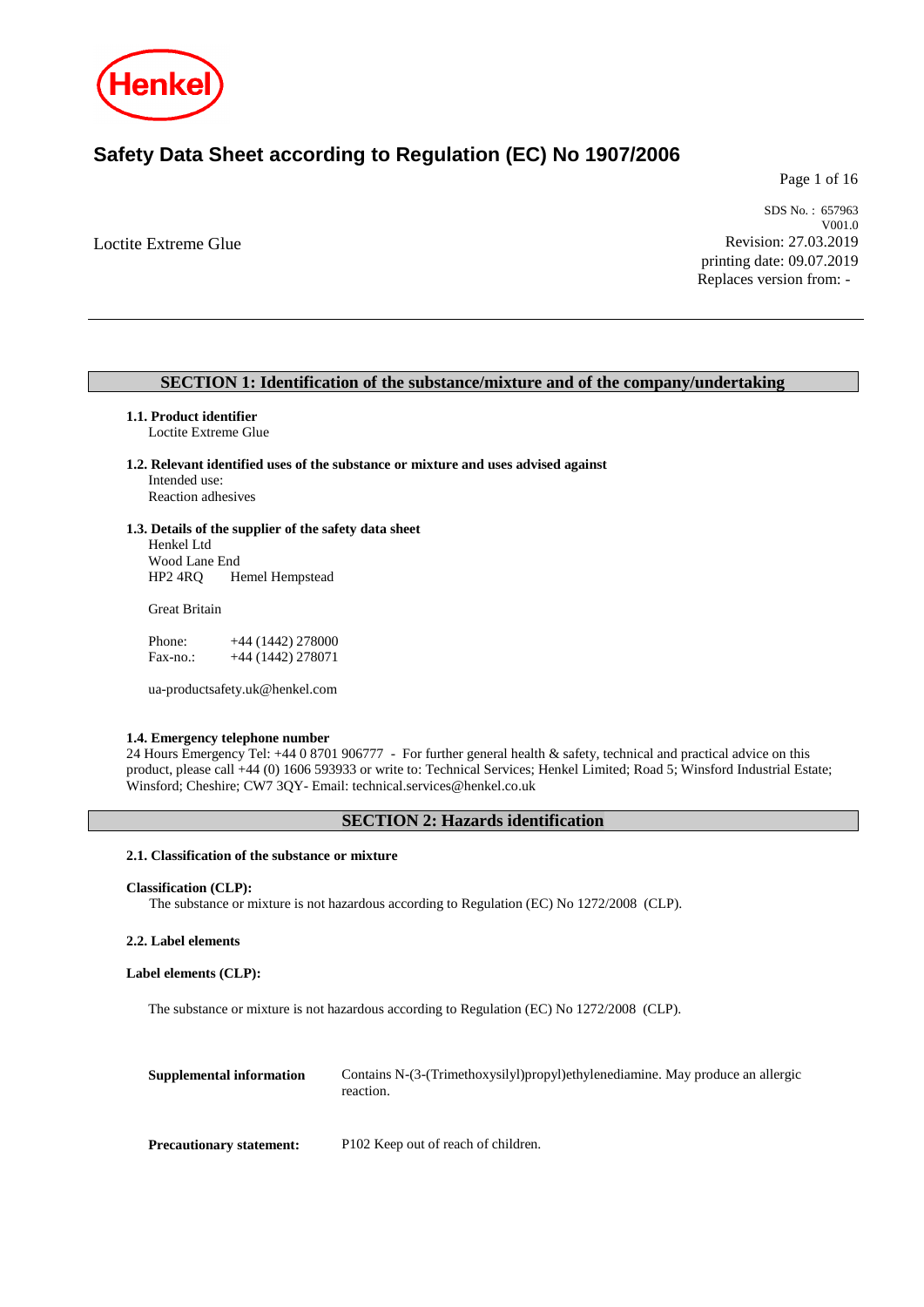Henkel

# Safety Data Sheet according to Regulation (EC) No 1907/2006

Loctite Extreme Glue

SDS No. : 657963
V001.0
Revision: 27.03.2019
printing date: 09.07.2019
Replaces version from: -

## SECTION 1: Identification of the substance/mixture and of the company/undertaking

**1.1. Product identifier**
Loctite Extreme Glue

**1.2. Relevant identified uses of the substance or mixture and uses advised against**
Intended use:
Reaction adhesives

**1.3. Details of the supplier of the safety data sheet**
Henkel Ltd
Wood Lane End
HP2 4RQ    Hemel Hempstead

Great Britain

Phone: +44 (1442) 278000
Fax-no.: +44 (1442) 278071

ua-productsafety.uk@henkel.com

**1.4. Emergency telephone number**
24 Hours Emergency Tel: +44 0 8701 906777 - For further general health & safety, technical and practical advice on this product, please call +44 (0) 1606 593933 or write to: Technical Services; Henkel Limited; Road 5; Winsford Industrial Estate; Winsford; Cheshire; CW7 3QY- Email: technical.services@henkel.co.uk

## SECTION 2: Hazards identification

**2.1. Classification of the substance or mixture**

**Classification (CLP):**
The substance or mixture is not hazardous according to Regulation (EC) No 1272/2008 (CLP).

**2.2. Label elements**

**Label elements (CLP):**

The substance or mixture is not hazardous according to Regulation (EC) No 1272/2008 (CLP).

| | |
|---|---|
| **Supplemental information** | Contains N-(3-(Trimethoxysilyl)propyl)ethylenediamine. May produce an allergic reaction. |
| **Precautionary statement:** | P102 Keep out of reach of children. |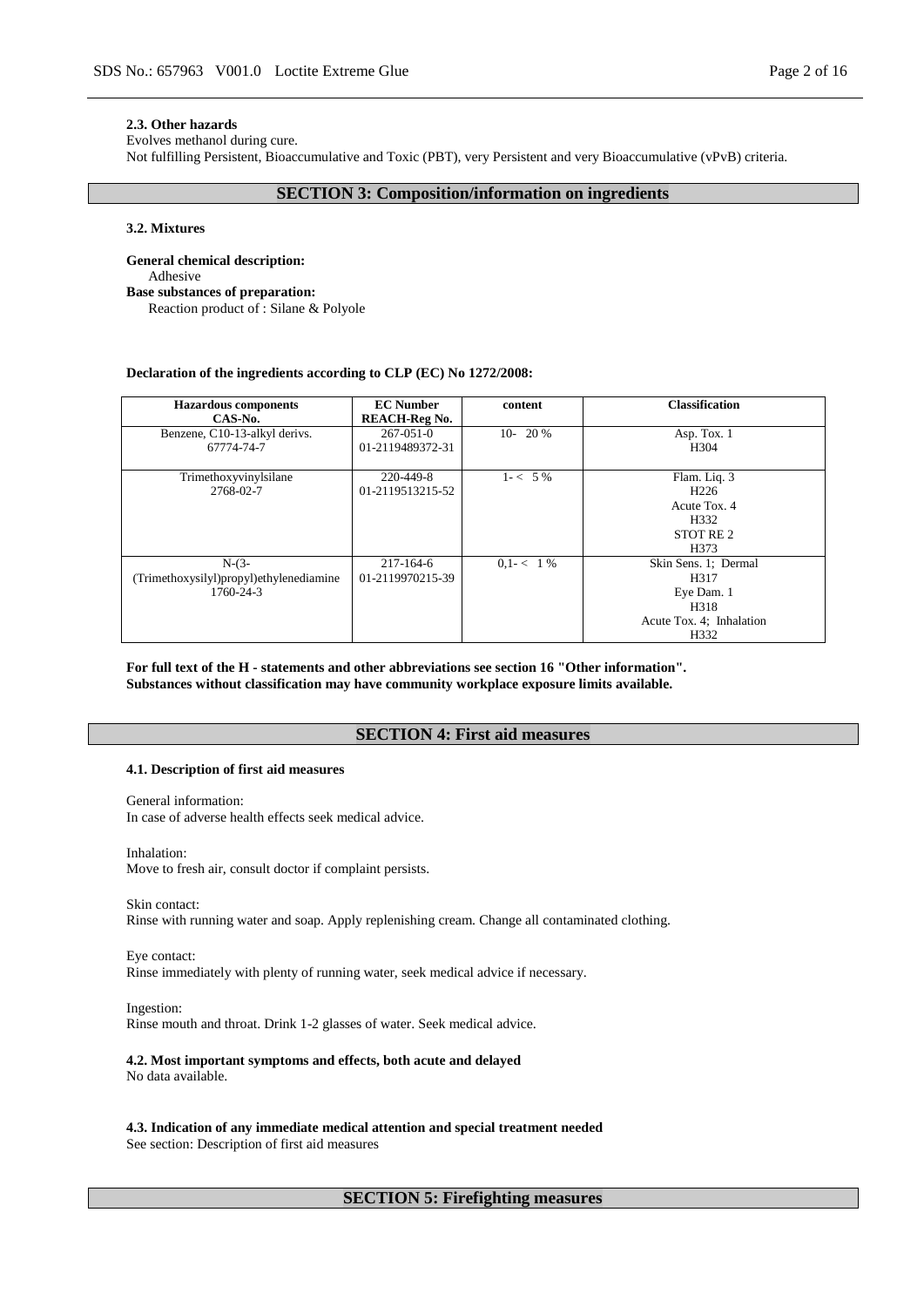### 2.3. Other hazards

Evolves methanol during cure.
Not fulfilling Persistent, Bioaccumulative and Toxic (PBT), very Persistent and very Bioaccumulative (vPvB) criteria.

## SECTION 3: Composition/information on ingredients

### 3.2. Mixtures

**General chemical description:**
Adhesive
**Base substances of preparation:**
Reaction product of : Silane & Polyole

**Declaration of the ingredients according to CLP (EC) No 1272/2008:**

| Hazardous components<br>CAS-No. | EC Number<br>REACH-Reg No. | content | Classification |
|---|---|---|---|
| Benzene, C10-13-alkyl derivs.<br>67774-74-7 | 267-051-0<br>01-2119489372-31 | 10- 20 % | Asp. Tox. 1<br>H304 |
| Trimethoxyvinylsilane<br>2768-02-7 | 220-449-8<br>01-2119513215-52 | 1- < 5 % | Flam. Liq. 3<br>H226<br>Acute Tox. 4<br>H332<br>STOT RE 2<br>H373 |
| N-(3-(Trimethoxysilyl)propyl)ethylenediamine<br>1760-24-3 | 217-164-6<br>01-2119970215-39 | 0,1- < 1 % | Skin Sens. 1; Dermal<br>H317<br>Eye Dam. 1<br>H318<br>Acute Tox. 4; Inhalation<br>H332 |

**For full text of the H - statements and other abbreviations see section 16 "Other information".**
**Substances without classification may have community workplace exposure limits available.**

## SECTION 4: First aid measures

### 4.1. Description of first aid measures

General information:
In case of adverse health effects seek medical advice.

Inhalation:
Move to fresh air, consult doctor if complaint persists.

Skin contact:
Rinse with running water and soap. Apply replenishing cream. Change all contaminated clothing.

Eye contact:
Rinse immediately with plenty of running water, seek medical advice if necessary.

Ingestion:
Rinse mouth and throat. Drink 1-2 glasses of water. Seek medical advice.

### 4.2. Most important symptoms and effects, both acute and delayed

No data available.

### 4.3. Indication of any immediate medical attention and special treatment needed

See section: Description of first aid measures

## SECTION 5: Firefighting measures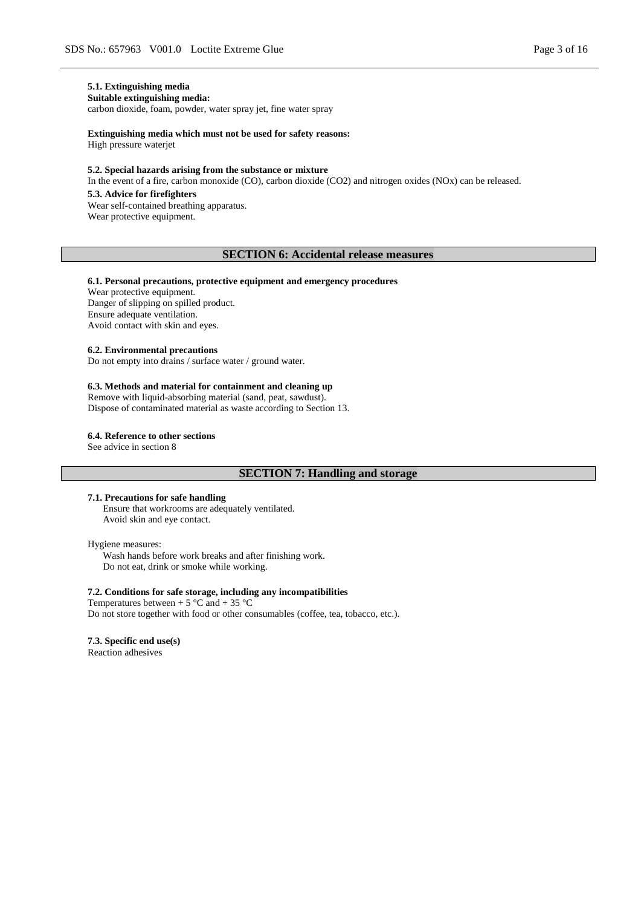#### 5.1. Extinguishing media

**Suitable extinguishing media:**
carbon dioxide, foam, powder, water spray jet, fine water spray

**Extinguishing media which must not be used for safety reasons:**
High pressure waterjet

#### 5.2. Special hazards arising from the substance or mixture

In the event of a fire, carbon monoxide (CO), carbon dioxide ($CO_2$) and nitrogen oxides ($NO_x$) can be released.

#### 5.3. Advice for firefighters

Wear self-contained breathing apparatus.
Wear protective equipment.

## SECTION 6: Accidental release measures

#### 6.1. Personal precautions, protective equipment and emergency procedures

Wear protective equipment.
Danger of slipping on spilled product.
Ensure adequate ventilation.
Avoid contact with skin and eyes.

#### 6.2. Environmental precautions

Do not empty into drains / surface water / ground water.

#### 6.3. Methods and material for containment and cleaning up

Remove with liquid-absorbing material (sand, peat, sawdust).
Dispose of contaminated material as waste according to Section 13.

#### 6.4. Reference to other sections

See advice in section 8

## SECTION 7: Handling and storage

#### 7.1. Precautions for safe handling

Ensure that workrooms are adequately ventilated.
Avoid skin and eye contact.

Hygiene measures:

Wash hands before work breaks and after finishing work.
Do not eat, drink or smoke while working.

#### 7.2. Conditions for safe storage, including any incompatibilities

Temperatures between + 5 °C and + 35 °C
Do not store together with food or other consumables (coffee, tea, tobacco, etc.).

#### 7.3. Specific end use(s)

Reaction adhesives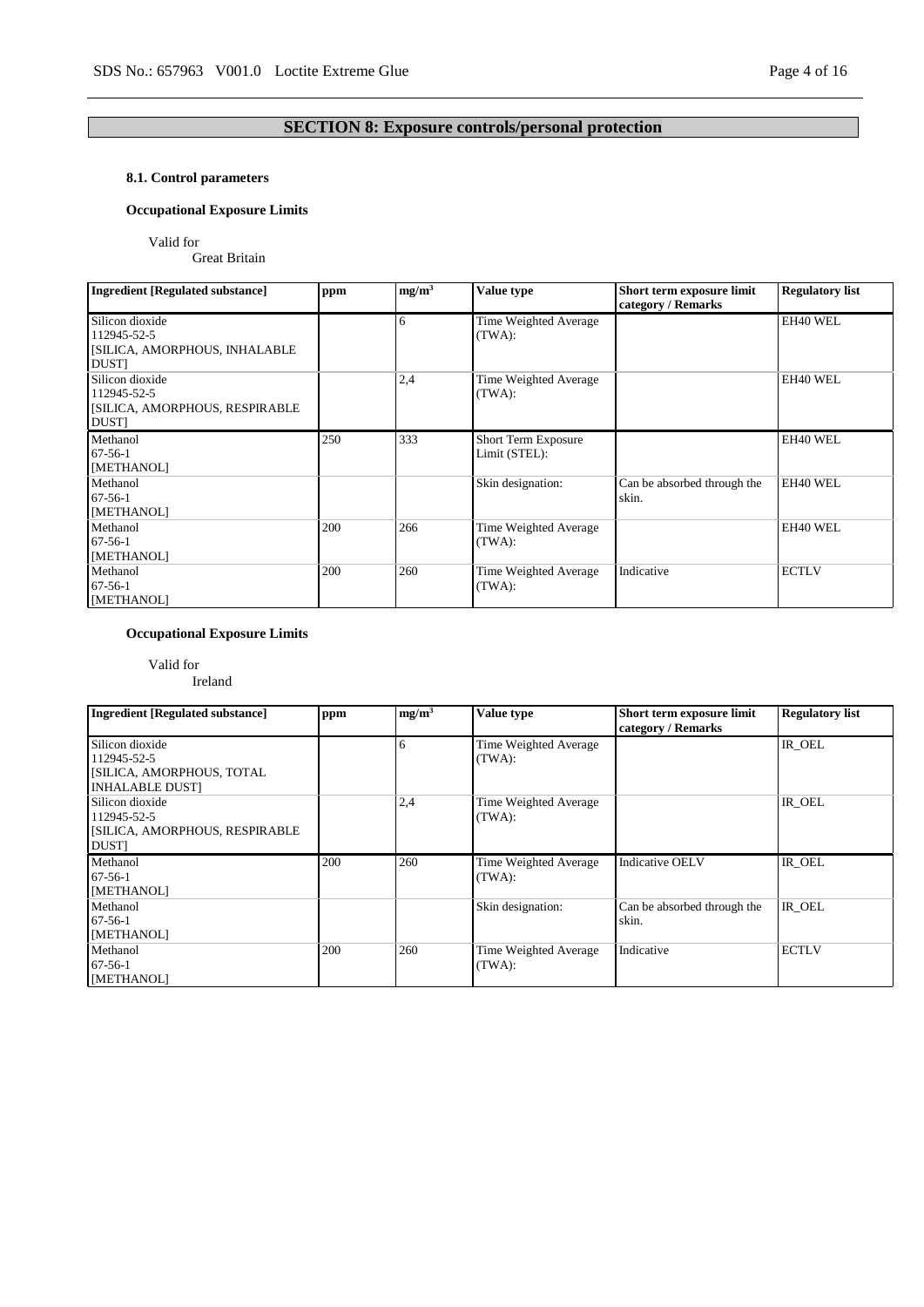# SECTION 8: Exposure controls/personal protection

### 8.1. Control parameters

**Occupational Exposure Limits**

Valid for
Great Britain

| Ingredient [Regulated substance] | ppm | $mg/m^3$ | Value type | Short term exposure limit category / Remarks | Regulatory list |
|---|---|---|---|---|---|
| Silicon dioxide<br>112945-52-5<br>[SILICA, AMORPHOUS, INHALABLE DUST] | | 6 | Time Weighted Average (TWA): | | EH40 WEL |
| Silicon dioxide<br>112945-52-5<br>[SILICA, AMORPHOUS, RESPIRABLE DUST] | | 2,4 | Time Weighted Average (TWA): | | EH40 WEL |
| Methanol<br>67-56-1<br>[METHANOL] | 250 | 333 | Short Term Exposure Limit (STEL): | | EH40 WEL |
| Methanol<br>67-56-1<br>[METHANOL] | | | Skin designation: | Can be absorbed through the skin. | EH40 WEL |
| Methanol<br>67-56-1<br>[METHANOL] | 200 | 266 | Time Weighted Average (TWA): | | EH40 WEL |
| Methanol<br>67-56-1<br>[METHANOL] | 200 | 260 | Time Weighted Average (TWA): | Indicative | ECTLV |

**Occupational Exposure Limits**

Valid for
Ireland

| Ingredient [Regulated substance] | ppm | $mg/m^3$ | Value type | Short term exposure limit category / Remarks | Regulatory list |
|---|---|---|---|---|---|
| Silicon dioxide<br>112945-52-5<br>[SILICA, AMORPHOUS, TOTAL INHALABLE DUST] | | 6 | Time Weighted Average (TWA): | | IR_OEL |
| Silicon dioxide<br>112945-52-5<br>[SILICA, AMORPHOUS, RESPIRABLE DUST] | | 2,4 | Time Weighted Average (TWA): | | IR_OEL |
| Methanol<br>67-56-1<br>[METHANOL] | 200 | 260 | Time Weighted Average (TWA): | Indicative OELV | IR_OEL |
| Methanol<br>67-56-1<br>[METHANOL] | | | Skin designation: | Can be absorbed through the skin. | IR_OEL |
| Methanol<br>67-56-1<br>[METHANOL] | 200 | 260 | Time Weighted Average (TWA): | Indicative | ECTLV |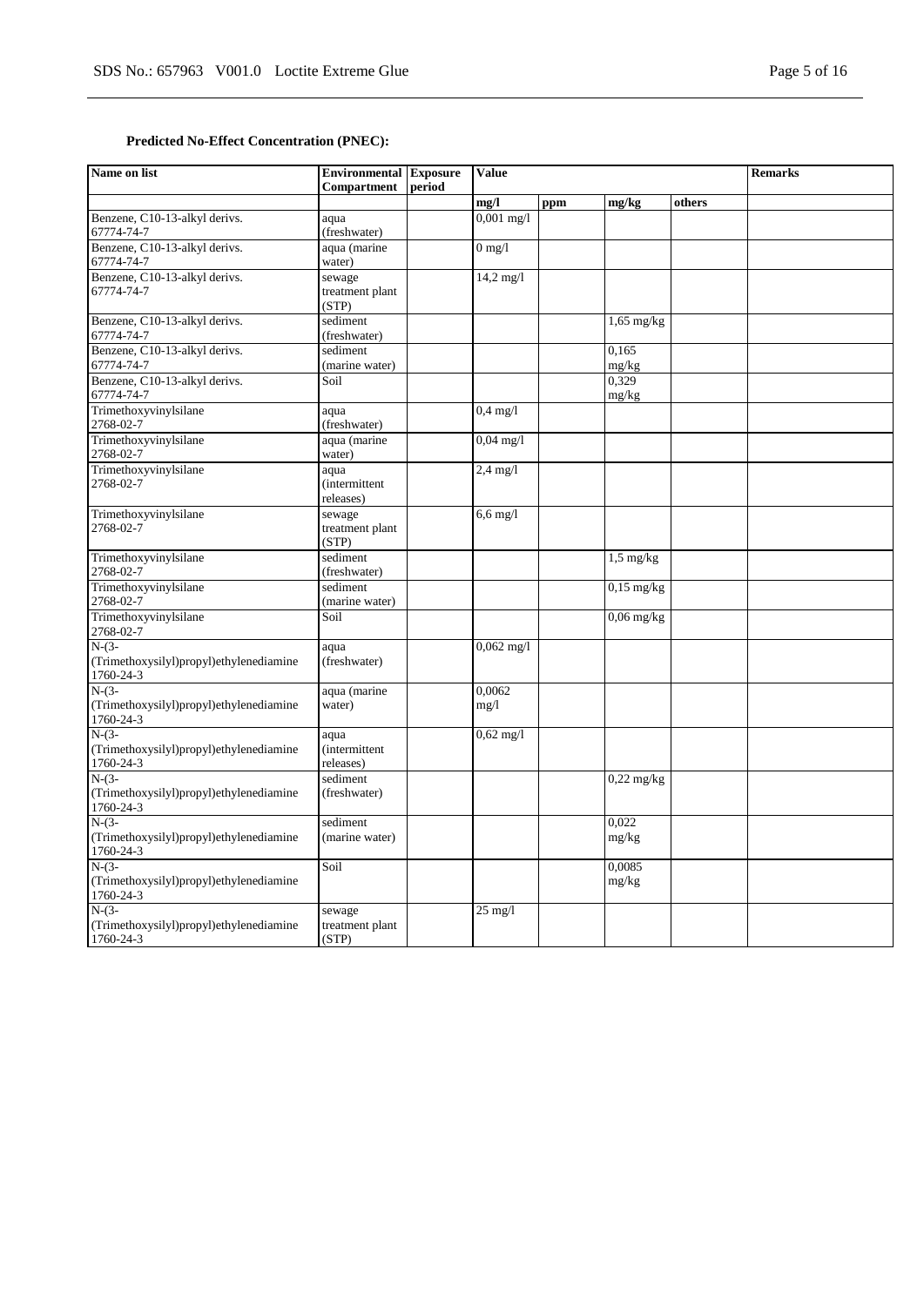**Predicted No-Effect Concentration (PNEC):**

| Name on list | Environmental Compartment | Exposure period | Value | | | | Remarks |
|---|---|---|---|---|---|---|---|
| | | | mg/l | ppm | mg/kg | others | |
| Benzene, C10-13-alkyl derivs. 67774-74-7 | aqua (freshwater) | | 0,001 mg/l | | | | |
| Benzene, C10-13-alkyl derivs. 67774-74-7 | aqua (marine water) | | 0 mg/l | | | | |
| Benzene, C10-13-alkyl derivs. 67774-74-7 | sewage treatment plant (STP) | | 14,2 mg/l | | | | |
| Benzene, C10-13-alkyl derivs. 67774-74-7 | sediment (freshwater) | | | | 1,65 mg/kg | | |
| Benzene, C10-13-alkyl derivs. 67774-74-7 | sediment (marine water) | | | | 0,165 mg/kg | | |
| Benzene, C10-13-alkyl derivs. 67774-74-7 | Soil | | | | 0,329 mg/kg | | |
| Trimethoxyvinylsilane 2768-02-7 | aqua (freshwater) | | 0,4 mg/l | | | | |
| Trimethoxyvinylsilane 2768-02-7 | aqua (marine water) | | 0,04 mg/l | | | | |
| Trimethoxyvinylsilane 2768-02-7 | aqua (intermittent releases) | | 2,4 mg/l | | | | |
| Trimethoxyvinylsilane 2768-02-7 | sewage treatment plant (STP) | | 6,6 mg/l | | | | |
| Trimethoxyvinylsilane 2768-02-7 | sediment (freshwater) | | | | 1,5 mg/kg | | |
| Trimethoxyvinylsilane 2768-02-7 | sediment (marine water) | | | | 0,15 mg/kg | | |
| Trimethoxyvinylsilane 2768-02-7 | Soil | | | | 0,06 mg/kg | | |
| N-(3-(Trimethoxysilyl)propyl)ethylenediamine 1760-24-3 | aqua (freshwater) | | 0,062 mg/l | | | | |
| N-(3-(Trimethoxysilyl)propyl)ethylenediamine 1760-24-3 | aqua (marine water) | | 0,0062 mg/l | | | | |
| N-(3-(Trimethoxysilyl)propyl)ethylenediamine 1760-24-3 | aqua (intermittent releases) | | 0,62 mg/l | | | | |
| N-(3-(Trimethoxysilyl)propyl)ethylenediamine 1760-24-3 | sediment (freshwater) | | | | 0,22 mg/kg | | |
| N-(3-(Trimethoxysilyl)propyl)ethylenediamine 1760-24-3 | sediment (marine water) | | | | 0,022 mg/kg | | |
| N-(3-(Trimethoxysilyl)propyl)ethylenediamine 1760-24-3 | Soil | | | | 0,0085 mg/kg | | |
| N-(3-(Trimethoxysilyl)propyl)ethylenediamine 1760-24-3 | sewage treatment plant (STP) | | 25 mg/l | | | | |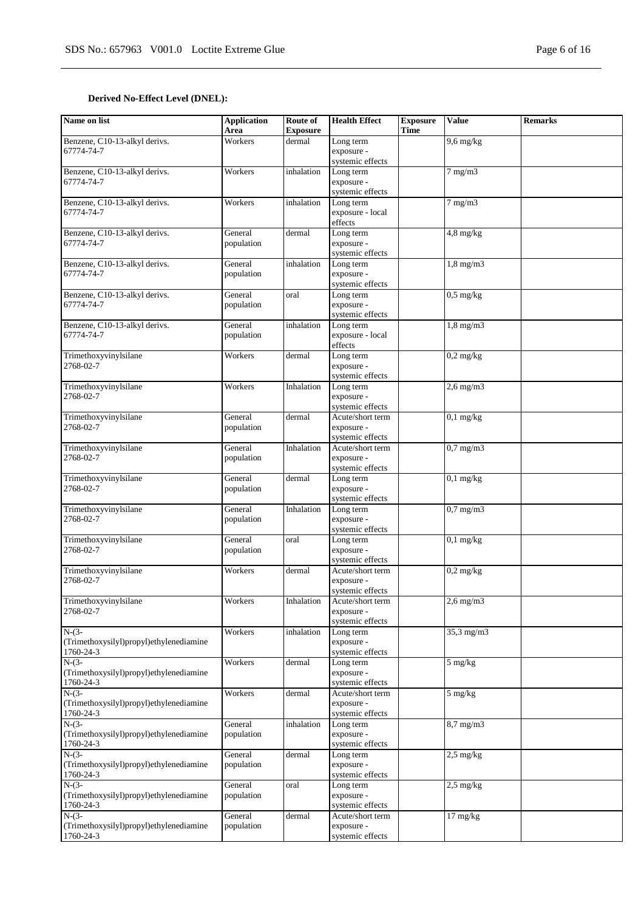**Derived No-Effect Level (DNEL):**

| Name on list | Application Area | Route of Exposure | Health Effect | Exposure Time | Value | Remarks |
|---|---|---|---|---|---|---|
| Benzene, C10-13-alkyl derivs.<br>67774-74-7 | Workers | dermal | Long term exposure - systemic effects | | 9,6 mg/kg | |
| Benzene, C10-13-alkyl derivs.<br>67774-74-7 | Workers | inhalation | Long term exposure - systemic effects | | 7 mg/m3 | |
| Benzene, C10-13-alkyl derivs.<br>67774-74-7 | Workers | inhalation | Long term exposure - local effects | | 7 mg/m3 | |
| Benzene, C10-13-alkyl derivs.<br>67774-74-7 | General population | dermal | Long term exposure - systemic effects | | 4,8 mg/kg | |
| Benzene, C10-13-alkyl derivs.<br>67774-74-7 | General population | inhalation | Long term exposure - systemic effects | | 1,8 mg/m3 | |
| Benzene, C10-13-alkyl derivs.<br>67774-74-7 | General population | oral | Long term exposure - systemic effects | | 0,5 mg/kg | |
| Benzene, C10-13-alkyl derivs.<br>67774-74-7 | General population | inhalation | Long term exposure - local effects | | 1,8 mg/m3 | |
| Trimethoxyvinylsilane<br>2768-02-7 | Workers | dermal | Long term exposure - systemic effects | | 0,2 mg/kg | |
| Trimethoxyvinylsilane<br>2768-02-7 | Workers | Inhalation | Long term exposure - systemic effects | | 2,6 mg/m3 | |
| Trimethoxyvinylsilane<br>2768-02-7 | General population | dermal | Acute/short term exposure - systemic effects | | 0,1 mg/kg | |
| Trimethoxyvinylsilane<br>2768-02-7 | General population | Inhalation | Acute/short term exposure - systemic effects | | 0,7 mg/m3 | |
| Trimethoxyvinylsilane<br>2768-02-7 | General population | dermal | Long term exposure - systemic effects | | 0,1 mg/kg | |
| Trimethoxyvinylsilane<br>2768-02-7 | General population | Inhalation | Long term exposure - systemic effects | | 0,7 mg/m3 | |
| Trimethoxyvinylsilane<br>2768-02-7 | General population | oral | Long term exposure - systemic effects | | 0,1 mg/kg | |
| Trimethoxyvinylsilane<br>2768-02-7 | Workers | dermal | Acute/short term exposure - systemic effects | | 0,2 mg/kg | |
| Trimethoxyvinylsilane<br>2768-02-7 | Workers | Inhalation | Acute/short term exposure - systemic effects | | 2,6 mg/m3 | |
| N-(3-(Trimethoxysilyl)propyl)ethylenediamine<br>1760-24-3 | Workers | inhalation | Long term exposure - systemic effects | | 35,3 mg/m3 | |
| N-(3-(Trimethoxysilyl)propyl)ethylenediamine<br>1760-24-3 | Workers | dermal | Long term exposure - systemic effects | | 5 mg/kg | |
| N-(3-(Trimethoxysilyl)propyl)ethylenediamine<br>1760-24-3 | Workers | dermal | Acute/short term exposure - systemic effects | | 5 mg/kg | |
| N-(3-(Trimethoxysilyl)propyl)ethylenediamine<br>1760-24-3 | General population | inhalation | Long term exposure - systemic effects | | 8,7 mg/m3 | |
| N-(3-(Trimethoxysilyl)propyl)ethylenediamine<br>1760-24-3 | General population | dermal | Long term exposure - systemic effects | | 2,5 mg/kg | |
| N-(3-(Trimethoxysilyl)propyl)ethylenediamine<br>1760-24-3 | General population | oral | Long term exposure - systemic effects | | 2,5 mg/kg | |
| N-(3-(Trimethoxysilyl)propyl)ethylenediamine<br>1760-24-3 | General population | dermal | Acute/short term exposure - systemic effects | | 17 mg/kg | |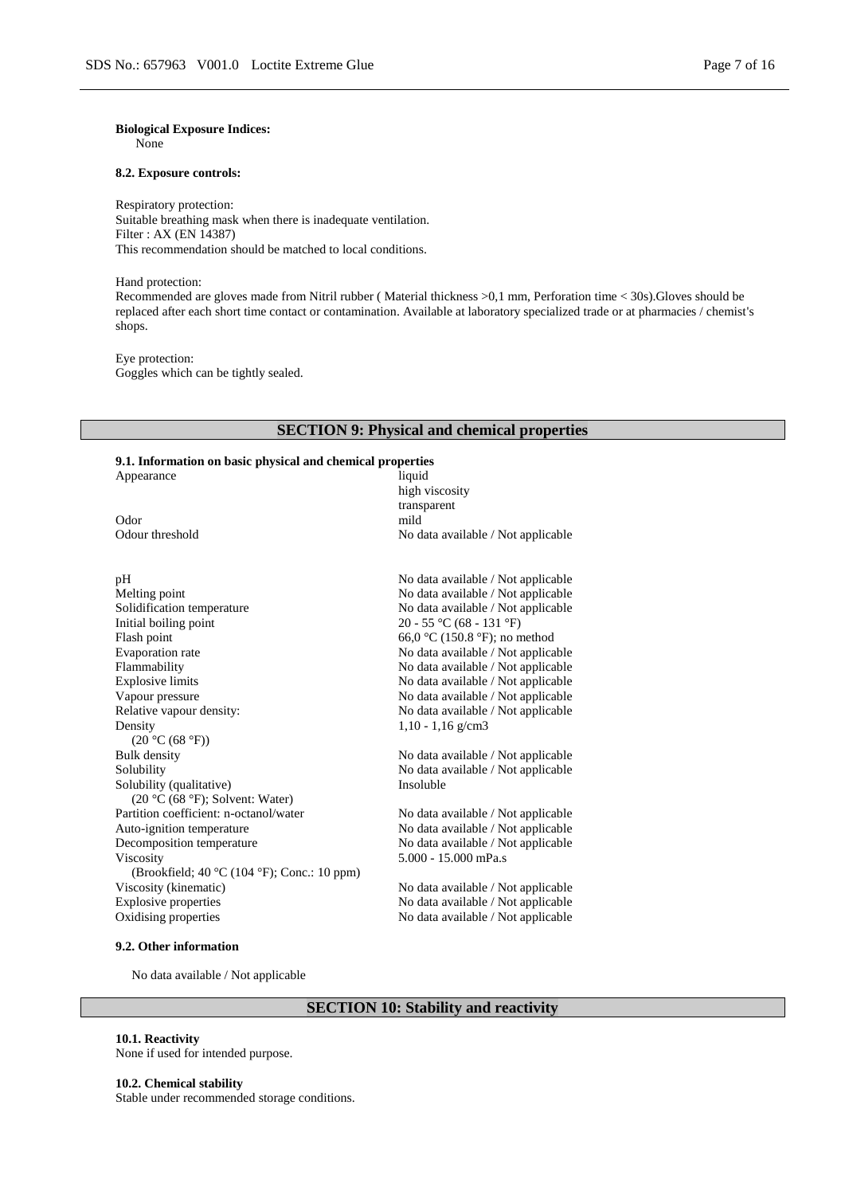**Biological Exposure Indices:**
None

**8.2. Exposure controls:**

Respiratory protection:
Suitable breathing mask when there is inadequate ventilation.
Filter : AX (EN 14387)
This recommendation should be matched to local conditions.

Hand protection:
Recommended are gloves made from Nitril rubber ( Material thickness >0,1 mm, Perforation time < 30s).Gloves should be replaced after each short time contact or contamination. Available at laboratory specialized trade or at pharmacies / chemist's shops.

Eye protection:
Goggles which can be tightly sealed.

## SECTION 9: Physical and chemical properties

**9.1. Information on basic physical and chemical properties**

| Property | Value |
|---|---|
| Appearance | liquid<br>high viscosity<br>transparent |
| Odor | mild |
| Odour threshold | No data available / Not applicable |
| pH | No data available / Not applicable |
| Melting point | No data available / Not applicable |
| Solidification temperature | No data available / Not applicable |
| Initial boiling point | 20 - 55 °C (68 - 131 °F) |
| Flash point | 66,0 °C (150.8 °F); no method |
| Evaporation rate | No data available / Not applicable |
| Flammability | No data available / Not applicable |
| Explosive limits | No data available / Not applicable |
| Vapour pressure | No data available / Not applicable |
| Relative vapour density: | No data available / Not applicable |
| Density<br>(20 °C (68 °F)) | 1,10 - 1,16 g/cm3 |
| Bulk density | No data available / Not applicable |
| Solubility | No data available / Not applicable |
| Solubility (qualitative)<br>(20 °C (68 °F); Solvent: Water) | Insoluble |
| Partition coefficient: n-octanol/water | No data available / Not applicable |
| Auto-ignition temperature | No data available / Not applicable |
| Decomposition temperature | No data available / Not applicable |
| Viscosity<br>(Brookfield; 40 °C (104 °F); Conc.: 10 ppm) | 5.000 - 15.000 mPa.s |
| Viscosity (kinematic) | No data available / Not applicable |
| Explosive properties | No data available / Not applicable |
| Oxidising properties | No data available / Not applicable |

**9.2. Other information**

No data available / Not applicable

## SECTION 10: Stability and reactivity

**10.1. Reactivity**
None if used for intended purpose.

**10.2. Chemical stability**
Stable under recommended storage conditions.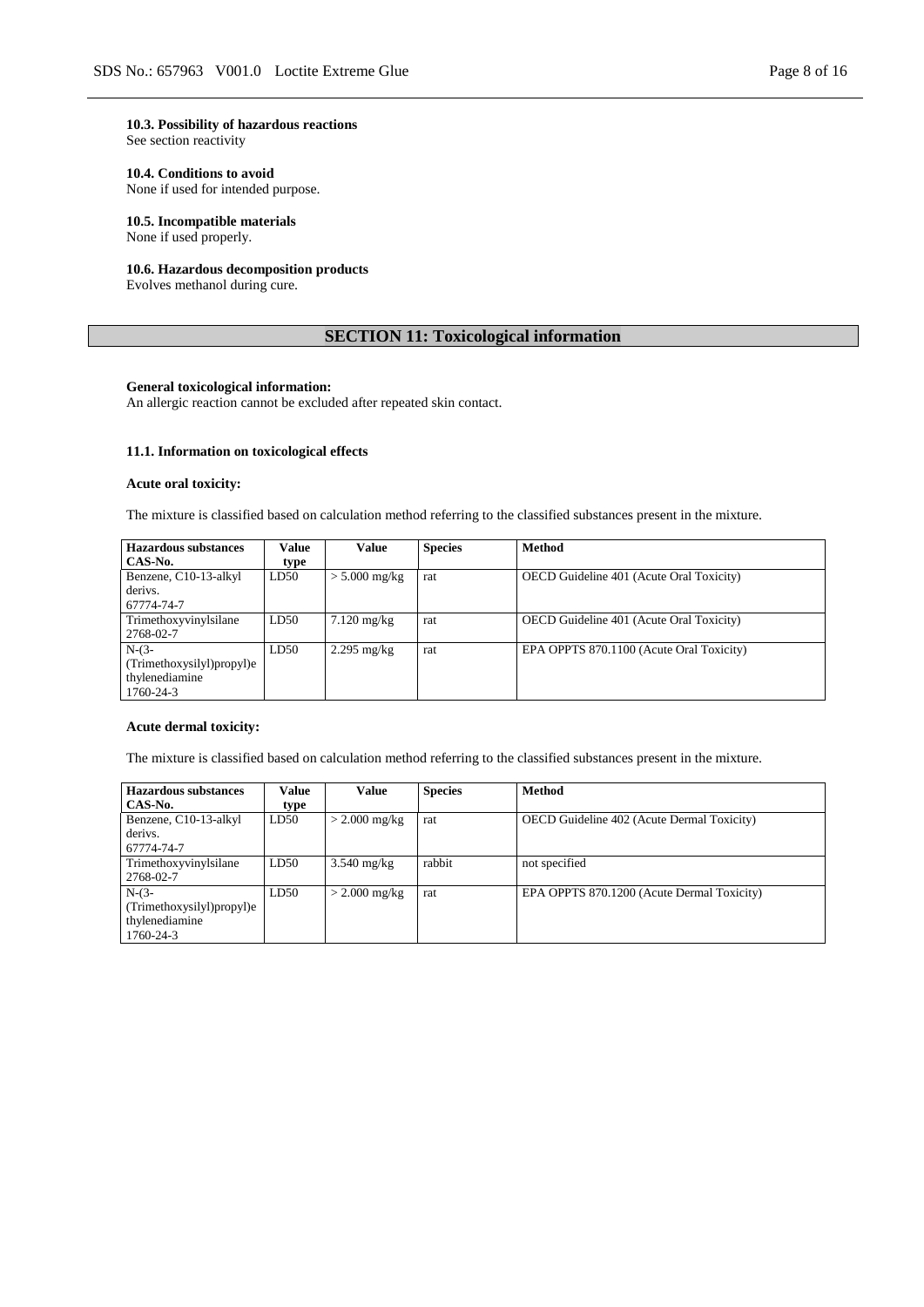#### 10.3. Possibility of hazardous reactions
See section reactivity

#### 10.4. Conditions to avoid
None if used for intended purpose.

#### 10.5. Incompatible materials
None if used properly.

#### 10.6. Hazardous decomposition products
Evolves methanol during cure.

## SECTION 11: Toxicological information

**General toxicological information:**
An allergic reaction cannot be excluded after repeated skin contact.

**11.1. Information on toxicological effects**

**Acute oral toxicity:**

The mixture is classified based on calculation method referring to the classified substances present in the mixture.

| Hazardous substances CAS-No. | Value type | Value | Species | Method |
|---|---|---|---|---|
| Benzene, C10-13-alkyl derivs. 67774-74-7 | LD50 | > 5.000 mg/kg | rat | OECD Guideline 401 (Acute Oral Toxicity) |
| Trimethoxyvinylsilane 2768-02-7 | LD50 | 7.120 mg/kg | rat | OECD Guideline 401 (Acute Oral Toxicity) |
| N-(3-(Trimethoxysilyl)propyl)ethylenediamine 1760-24-3 | LD50 | 2.295 mg/kg | rat | EPA OPPTS 870.1100 (Acute Oral Toxicity) |

**Acute dermal toxicity:**

The mixture is classified based on calculation method referring to the classified substances present in the mixture.

| Hazardous substances CAS-No. | Value type | Value | Species | Method |
|---|---|---|---|---|
| Benzene, C10-13-alkyl derivs. 67774-74-7 | LD50 | > 2.000 mg/kg | rat | OECD Guideline 402 (Acute Dermal Toxicity) |
| Trimethoxyvinylsilane 2768-02-7 | LD50 | 3.540 mg/kg | rabbit | not specified |
| N-(3-(Trimethoxysilyl)propyl)ethylenediamine 1760-24-3 | LD50 | > 2.000 mg/kg | rat | EPA OPPTS 870.1200 (Acute Dermal Toxicity) |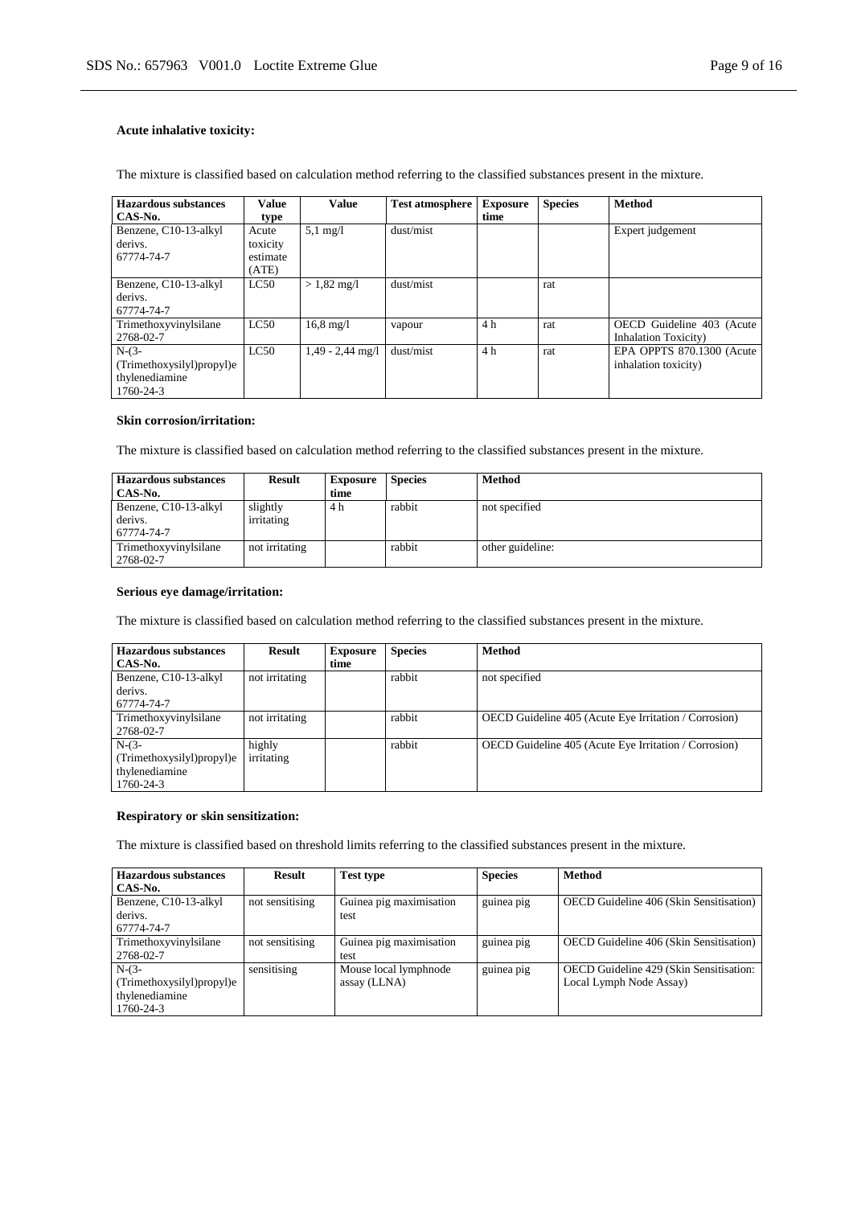**Acute inhalative toxicity:**

The mixture is classified based on calculation method referring to the classified substances present in the mixture.

| Hazardous substances CAS-No. | Value type | Value | Test atmosphere | Exposure time | Species | Method |
|---|---|---|---|---|---|---|
| Benzene, C10-13-alkyl derivs. 67774-74-7 | Acute toxicity estimate (ATE) | 5,1 mg/l | dust/mist | | | Expert judgement |
| Benzene, C10-13-alkyl derivs. 67774-74-7 | LC50 | > 1,82 mg/l | dust/mist | | rat | |
| Trimethoxyvinylsilane 2768-02-7 | LC50 | 16,8 mg/l | vapour | 4 h | rat | OECD Guideline 403 (Acute Inhalation Toxicity) |
| N-(3-(Trimethoxysilyl)propyl)ethylenediamine 1760-24-3 | LC50 | 1,49 - 2,44 mg/l | dust/mist | 4 h | rat | EPA OPPTS 870.1300 (Acute inhalation toxicity) |

**Skin corrosion/irritation:**

The mixture is classified based on calculation method referring to the classified substances present in the mixture.

| Hazardous substances CAS-No. | Result | Exposure time | Species | Method |
|---|---|---|---|---|
| Benzene, C10-13-alkyl derivs. 67774-74-7 | slightly irritating | 4 h | rabbit | not specified |
| Trimethoxyvinylsilane 2768-02-7 | not irritating | | rabbit | other guideline: |

**Serious eye damage/irritation:**

The mixture is classified based on calculation method referring to the classified substances present in the mixture.

| Hazardous substances CAS-No. | Result | Exposure time | Species | Method |
|---|---|---|---|---|
| Benzene, C10-13-alkyl derivs. 67774-74-7 | not irritating | | rabbit | not specified |
| Trimethoxyvinylsilane 2768-02-7 | not irritating | | rabbit | OECD Guideline 405 (Acute Eye Irritation / Corrosion) |
| N-(3-(Trimethoxysilyl)propyl)ethylenediamine 1760-24-3 | highly irritating | | rabbit | OECD Guideline 405 (Acute Eye Irritation / Corrosion) |

**Respiratory or skin sensitization:**

The mixture is classified based on threshold limits referring to the classified substances present in the mixture.

| Hazardous substances CAS-No. | Result | Test type | Species | Method |
|---|---|---|---|---|
| Benzene, C10-13-alkyl derivs. 67774-74-7 | not sensitising | Guinea pig maximisation test | guinea pig | OECD Guideline 406 (Skin Sensitisation) |
| Trimethoxyvinylsilane 2768-02-7 | not sensitising | Guinea pig maximisation test | guinea pig | OECD Guideline 406 (Skin Sensitisation) |
| N-(3-(Trimethoxysilyl)propyl)ethylenediamine 1760-24-3 | sensitising | Mouse local lymphnode assay (LLNA) | guinea pig | OECD Guideline 429 (Skin Sensitisation: Local Lymph Node Assay) |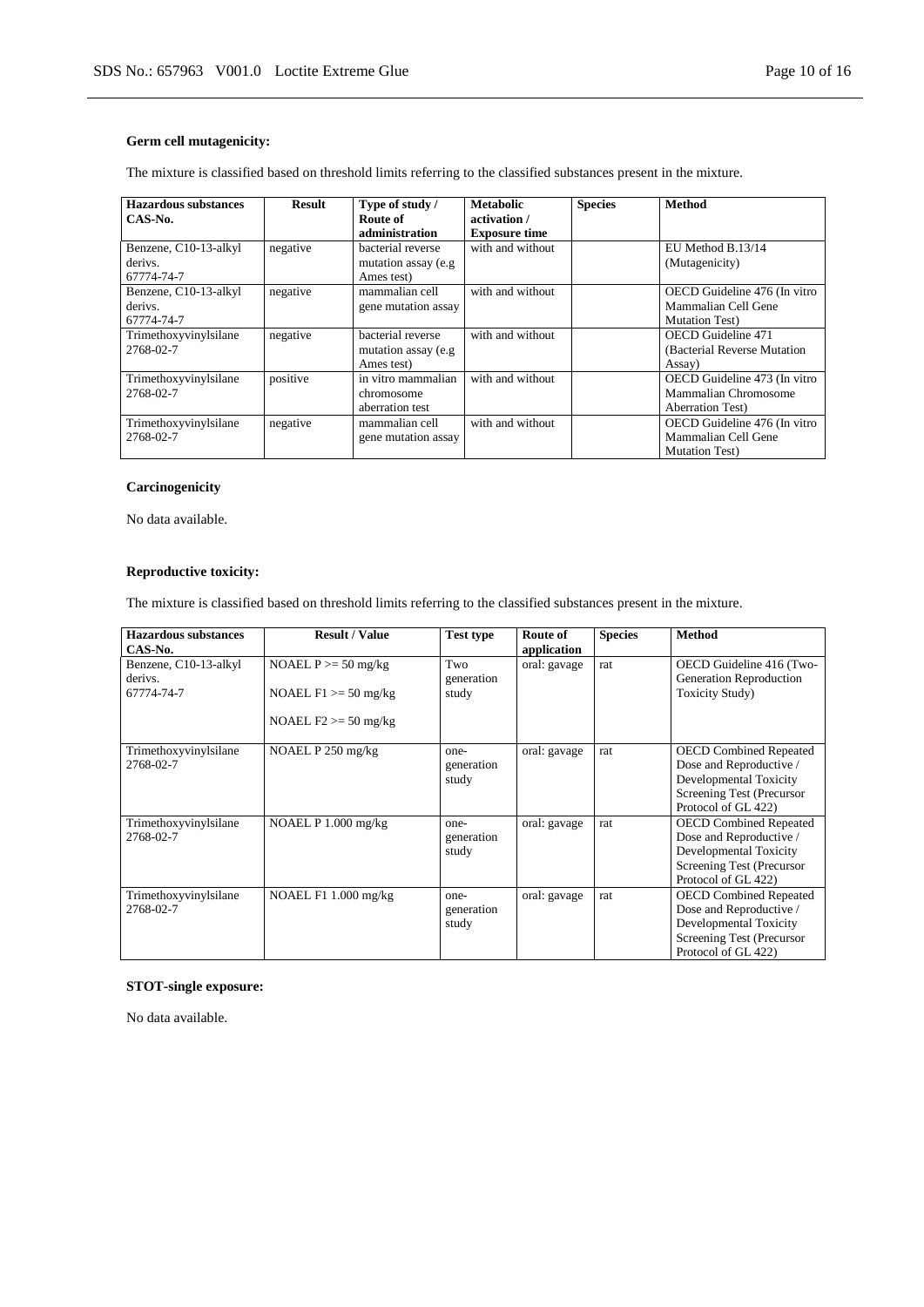**Germ cell mutagenicity:**

The mixture is classified based on threshold limits referring to the classified substances present in the mixture.

| Hazardous substances CAS-No. | Result | Type of study / Route of administration | Metabolic activation / Exposure time | Species | Method |
|---|---|---|---|---|---|
| Benzene, C10-13-alkyl derivs. 67774-74-7 | negative | bacterial reverse mutation assay (e.g Ames test) | with and without | | EU Method B.13/14 (Mutagenicity) |
| Benzene, C10-13-alkyl derivs. 67774-74-7 | negative | mammalian cell gene mutation assay | with and without | | OECD Guideline 476 (In vitro Mammalian Cell Gene Mutation Test) |
| Trimethoxyvinylsilane 2768-02-7 | negative | bacterial reverse mutation assay (e.g Ames test) | with and without | | OECD Guideline 471 (Bacterial Reverse Mutation Assay) |
| Trimethoxyvinylsilane 2768-02-7 | positive | in vitro mammalian chromosome aberration test | with and without | | OECD Guideline 473 (In vitro Mammalian Chromosome Aberration Test) |
| Trimethoxyvinylsilane 2768-02-7 | negative | mammalian cell gene mutation assay | with and without | | OECD Guideline 476 (In vitro Mammalian Cell Gene Mutation Test) |

**Carcinogenicity**

No data available.

**Reproductive toxicity:**

The mixture is classified based on threshold limits referring to the classified substances present in the mixture.

| Hazardous substances CAS-No. | Result / Value | Test type | Route of application | Species | Method |
|---|---|---|---|---|---|
| Benzene, C10-13-alkyl derivs. 67774-74-7 | NOAEL P >= 50 mg/kg<br><br>NOAEL F1 >= 50 mg/kg<br><br>NOAEL F2 >= 50 mg/kg | Two generation study | oral: gavage | rat | OECD Guideline 416 (Two-Generation Reproduction Toxicity Study) |
| Trimethoxyvinylsilane 2768-02-7 | NOAEL P 250 mg/kg | one-generation study | oral: gavage | rat | OECD Combined Repeated Dose and Reproductive / Developmental Toxicity Screening Test (Precursor Protocol of GL 422) |
| Trimethoxyvinylsilane 2768-02-7 | NOAEL P 1.000 mg/kg | one-generation study | oral: gavage | rat | OECD Combined Repeated Dose and Reproductive / Developmental Toxicity Screening Test (Precursor Protocol of GL 422) |
| Trimethoxyvinylsilane 2768-02-7 | NOAEL F1 1.000 mg/kg | one-generation study | oral: gavage | rat | OECD Combined Repeated Dose and Reproductive / Developmental Toxicity Screening Test (Precursor Protocol of GL 422) |

**STOT-single exposure:**

No data available.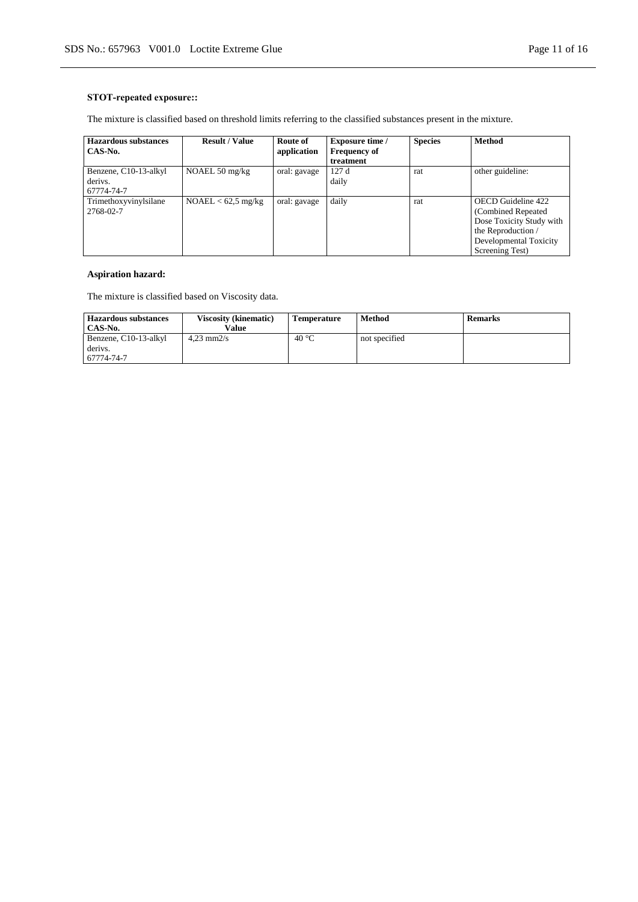**STOT-repeated exposure::**

The mixture is classified based on threshold limits referring to the classified substances present in the mixture.

| Hazardous substances CAS-No. | Result / Value | Route of application | Exposure time / Frequency of treatment | Species | Method |
|---|---|---|---|---|---|
| Benzene, C10-13-alkyl derivs. 67774-74-7 | NOAEL 50 mg/kg | oral: gavage | 127 d daily | rat | other guideline: |
| Trimethoxyvinylsilane 2768-02-7 | NOAEL < 62,5 mg/kg | oral: gavage | daily | rat | OECD Guideline 422 (Combined Repeated Dose Toxicity Study with the Reproduction / Developmental Toxicity Screening Test) |

**Aspiration hazard:**

The mixture is classified based on Viscosity data.

| Hazardous substances CAS-No. | Viscosity (kinematic) Value | Temperature | Method | Remarks |
|---|---|---|---|---|
| Benzene, C10-13-alkyl derivs. 67774-74-7 | 4,23 mm2/s | 40 °C | not specified | |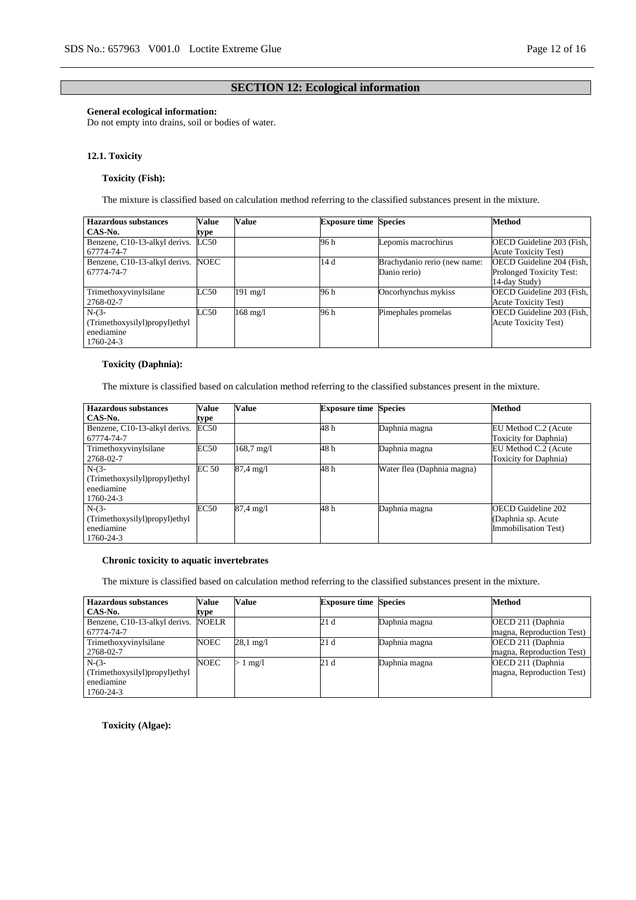## SECTION 12: Ecological information

**General ecological information:**
Do not empty into drains, soil or bodies of water.

### 12.1. Toxicity

#### Toxicity (Fish):

The mixture is classified based on calculation method referring to the classified substances present in the mixture.

| Hazardous substances CAS-No. | Value type | Value | Exposure time | Species | Method |
|---|---|---|---|---|---|
| Benzene, C10-13-alkyl derivs. 67774-74-7 | LC50 | | 96 h | Lepomis macrochirus | OECD Guideline 203 (Fish, Acute Toxicity Test) |
| Benzene, C10-13-alkyl derivs. 67774-74-7 | NOEC | | 14 d | Brachydanio rerio (new name: Danio rerio) | OECD Guideline 204 (Fish, Prolonged Toxicity Test: 14-day Study) |
| Trimethoxyvinylsilane 2768-02-7 | LC50 | 191 mg/l | 96 h | Oncorhynchus mykiss | OECD Guideline 203 (Fish, Acute Toxicity Test) |
| N-(3-(Trimethoxysilyl)propyl)ethylenediamine 1760-24-3 | LC50 | 168 mg/l | 96 h | Pimephales promelas | OECD Guideline 203 (Fish, Acute Toxicity Test) |

#### Toxicity (Daphnia):

The mixture is classified based on calculation method referring to the classified substances present in the mixture.

| Hazardous substances CAS-No. | Value type | Value | Exposure time | Species | Method |
|---|---|---|---|---|---|
| Benzene, C10-13-alkyl derivs. 67774-74-7 | EC50 | | 48 h | Daphnia magna | EU Method C.2 (Acute Toxicity for Daphnia) |
| Trimethoxyvinylsilane 2768-02-7 | EC50 | 168,7 mg/l | 48 h | Daphnia magna | EU Method C.2 (Acute Toxicity for Daphnia) |
| N-(3-(Trimethoxysilyl)propyl)ethylenediamine 1760-24-3 | EC 50 | 87,4 mg/l | 48 h | Water flea (Daphnia magna) | |
| N-(3-(Trimethoxysilyl)propyl)ethylenediamine 1760-24-3 | EC50 | 87,4 mg/l | 48 h | Daphnia magna | OECD Guideline 202 (Daphnia sp. Acute Immobilisation Test) |

#### Chronic toxicity to aquatic invertebrates

The mixture is classified based on calculation method referring to the classified substances present in the mixture.

| Hazardous substances CAS-No. | Value type | Value | Exposure time | Species | Method |
|---|---|---|---|---|---|
| Benzene, C10-13-alkyl derivs. 67774-74-7 | NOELR | | 21 d | Daphnia magna | OECD 211 (Daphnia magna, Reproduction Test) |
| Trimethoxyvinylsilane 2768-02-7 | NOEC | 28,1 mg/l | 21 d | Daphnia magna | OECD 211 (Daphnia magna, Reproduction Test) |
| N-(3-(Trimethoxysilyl)propyl)ethylenediamine 1760-24-3 | NOEC | > 1 mg/l | 21 d | Daphnia magna | OECD 211 (Daphnia magna, Reproduction Test) |

#### Toxicity (Algae):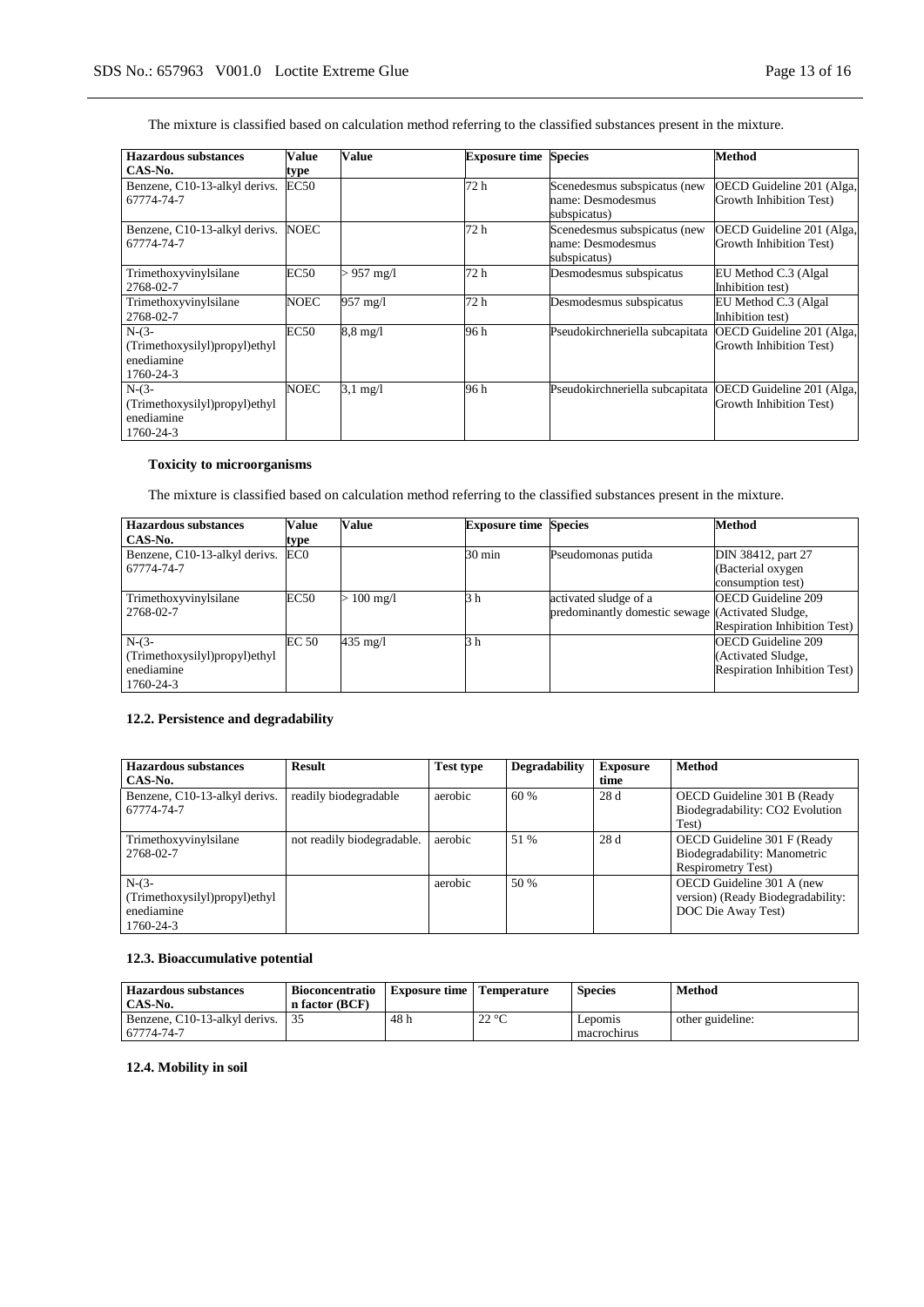The mixture is classified based on calculation method referring to the classified substances present in the mixture.

| Hazardous substances<br>CAS-No. | Value type | Value | Exposure time | Species | Method |
|---|---|---|---|---|---|
| Benzene, C10-13-alkyl derivs.<br>67774-74-7 | EC50 | | 72 h | Scenedesmus subspicatus (new name: Desmodesmus subspicatus) | OECD Guideline 201 (Alga, Growth Inhibition Test) |
| Benzene, C10-13-alkyl derivs.<br>67774-74-7 | NOEC | | 72 h | Scenedesmus subspicatus (new name: Desmodesmus subspicatus) | OECD Guideline 201 (Alga, Growth Inhibition Test) |
| Trimethoxyvinylsilane<br>2768-02-7 | EC50 | > 957 mg/l | 72 h | Desmodesmus subspicatus | EU Method C.3 (Algal Inhibition test) |
| Trimethoxyvinylsilane<br>2768-02-7 | NOEC | 957 mg/l | 72 h | Desmodesmus subspicatus | EU Method C.3 (Algal Inhibition test) |
| N-(3-(Trimethoxysilyl)propyl)ethylenediamine<br>1760-24-3 | EC50 | 8,8 mg/l | 96 h | Pseudokirchneriella subcapitata | OECD Guideline 201 (Alga, Growth Inhibition Test) |
| N-(3-(Trimethoxysilyl)propyl)ethylenediamine<br>1760-24-3 | NOEC | 3,1 mg/l | 96 h | Pseudokirchneriella subcapitata | OECD Guideline 201 (Alga, Growth Inhibition Test) |

**Toxicity to microorganisms**

The mixture is classified based on calculation method referring to the classified substances present in the mixture.

| Hazardous substances<br>CAS-No. | Value type | Value | Exposure time | Species | Method |
|---|---|---|---|---|---|
| Benzene, C10-13-alkyl derivs.<br>67774-74-7 | EC0 | | 30 min | Pseudomonas putida | DIN 38412, part 27 (Bacterial oxygen consumption test) |
| Trimethoxyvinylsilane<br>2768-02-7 | EC50 | > 100 mg/l | 3 h | activated sludge of a predominantly domestic sewage | OECD Guideline 209 (Activated Sludge, Respiration Inhibition Test) |
| N-(3-(Trimethoxysilyl)propyl)ethylenediamine<br>1760-24-3 | EC 50 | 435 mg/l | 3 h | | OECD Guideline 209 (Activated Sludge, Respiration Inhibition Test) |

### 12.2. Persistence and degradability

| Hazardous substances<br>CAS-No. | Result | Test type | Degradability | Exposure time | Method |
|---|---|---|---|---|---|
| Benzene, C10-13-alkyl derivs.<br>67774-74-7 | readily biodegradable | aerobic | 60 % | 28 d | OECD Guideline 301 B (Ready Biodegradability: CO2 Evolution Test) |
| Trimethoxyvinylsilane<br>2768-02-7 | not readily biodegradable. | aerobic | 51 % | 28 d | OECD Guideline 301 F (Ready Biodegradability: Manometric Respirometry Test) |
| N-(3-(Trimethoxysilyl)propyl)ethylenediamine<br>1760-24-3 | | aerobic | 50 % | | OECD Guideline 301 A (new version) (Ready Biodegradability: DOC Die Away Test) |

### 12.3. Bioaccumulative potential

| Hazardous substances<br>CAS-No. | Bioconcentration factor (BCF) | Exposure time | Temperature | Species | Method |
|---|---|---|---|---|---|
| Benzene, C10-13-alkyl derivs.<br>67774-74-7 | 35 | 48 h | 22 °C | Lepomis macrochirus | other guideline: |

### 12.4. Mobility in soil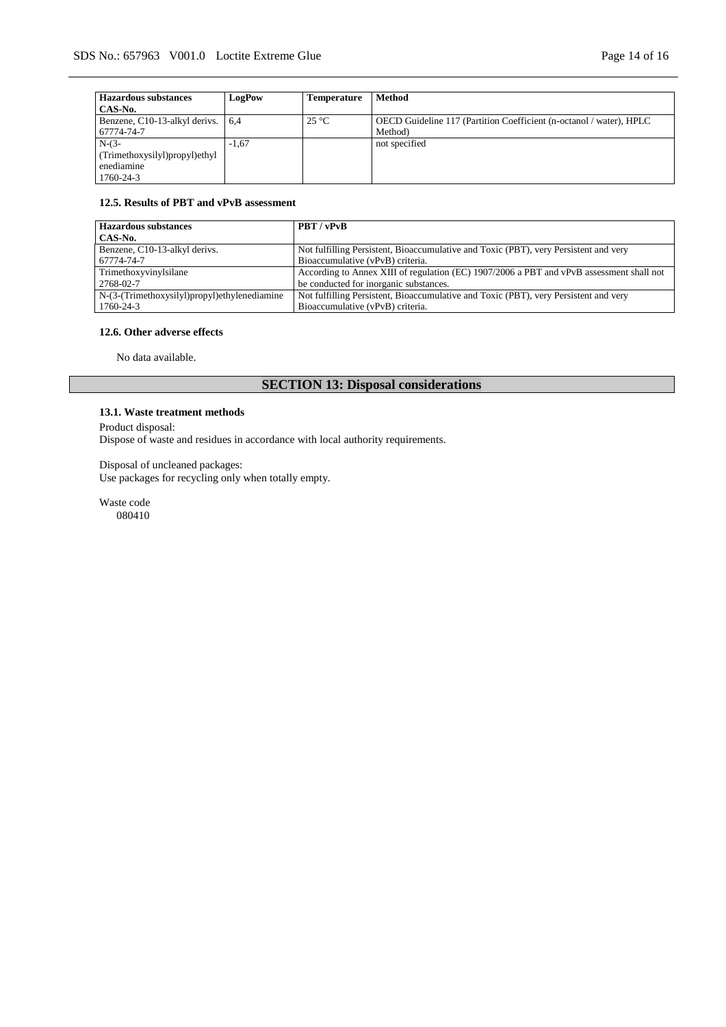| Hazardous substances<br>CAS-No. | LogPow | Temperature | Method |
|---|---|---|---|
| Benzene, C10-13-alkyl derivs.<br>67774-74-7 | 6,4 | 25 °C | OECD Guideline 117 (Partition Coefficient (n-octanol / water), HPLC Method) |
| N-(3-(Trimethoxysilyl)propyl)ethylenediamine<br>1760-24-3 | -1,67 | | not specified |

#### 12.5. Results of PBT and vPvB assessment

| Hazardous substances<br>CAS-No. | PBT / vPvB |
|---|---|
| Benzene, C10-13-alkyl derivs.<br>67774-74-7 | Not fulfilling Persistent, Bioaccumulative and Toxic (PBT), very Persistent and very Bioaccumulative (vPvB) criteria. |
| Trimethoxyvinylsilane<br>2768-02-7 | According to Annex XIII of regulation (EC) 1907/2006 a PBT and vPvB assessment shall not be conducted for inorganic substances. |
| N-(3-(Trimethoxysilyl)propyl)ethylenediamine<br>1760-24-3 | Not fulfilling Persistent, Bioaccumulative and Toxic (PBT), very Persistent and very Bioaccumulative (vPvB) criteria. |

#### 12.6. Other adverse effects

No data available.

## SECTION 13: Disposal considerations

#### 13.1. Waste treatment methods

Product disposal:
Dispose of waste and residues in accordance with local authority requirements.

Disposal of uncleaned packages:
Use packages for recycling only when totally empty.

Waste code
080410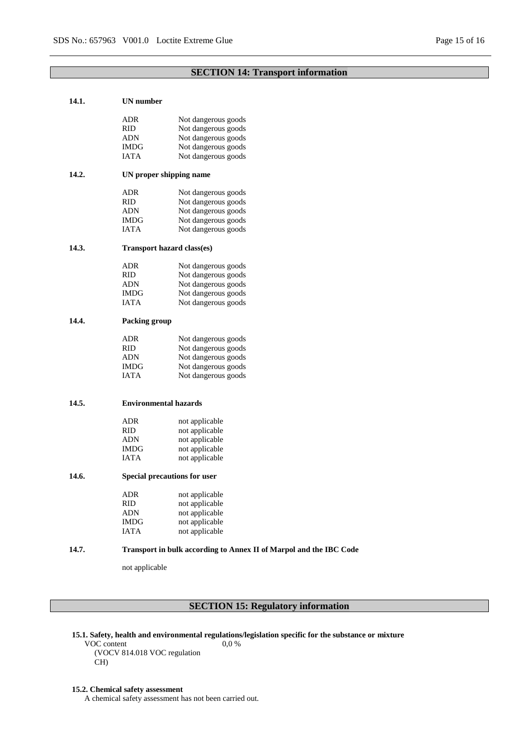## SECTION 14: Transport information

### 14.1. UN number

| | |
|---|---|
| ADR | Not dangerous goods |
| RID | Not dangerous goods |
| ADN | Not dangerous goods |
| IMDG | Not dangerous goods |
| IATA | Not dangerous goods |

### 14.2. UN proper shipping name

| | |
|---|---|
| ADR | Not dangerous goods |
| RID | Not dangerous goods |
| ADN | Not dangerous goods |
| IMDG | Not dangerous goods |
| IATA | Not dangerous goods |

### 14.3. Transport hazard class(es)

| | |
|---|---|
| ADR | Not dangerous goods |
| RID | Not dangerous goods |
| ADN | Not dangerous goods |
| IMDG | Not dangerous goods |
| IATA | Not dangerous goods |

### 14.4. Packing group

| | |
|---|---|
| ADR | Not dangerous goods |
| RID | Not dangerous goods |
| ADN | Not dangerous goods |
| IMDG | Not dangerous goods |
| IATA | Not dangerous goods |

### 14.5. Environmental hazards

| | |
|---|---|
| ADR | not applicable |
| RID | not applicable |
| ADN | not applicable |
| IMDG | not applicable |
| IATA | not applicable |

### 14.6. Special precautions for user

| | |
|---|---|
| ADR | not applicable |
| RID | not applicable |
| ADN | not applicable |
| IMDG | not applicable |
| IATA | not applicable |

### 14.7. Transport in bulk according to Annex II of Marpol and the IBC Code

not applicable

## SECTION 15: Regulatory information

**15.1. Safety, health and environmental regulations/legislation specific for the substance or mixture**

VOC content (VOCV 814.018 VOC regulation CH): 0,0 %

**15.2. Chemical safety assessment**

A chemical safety assessment has not been carried out.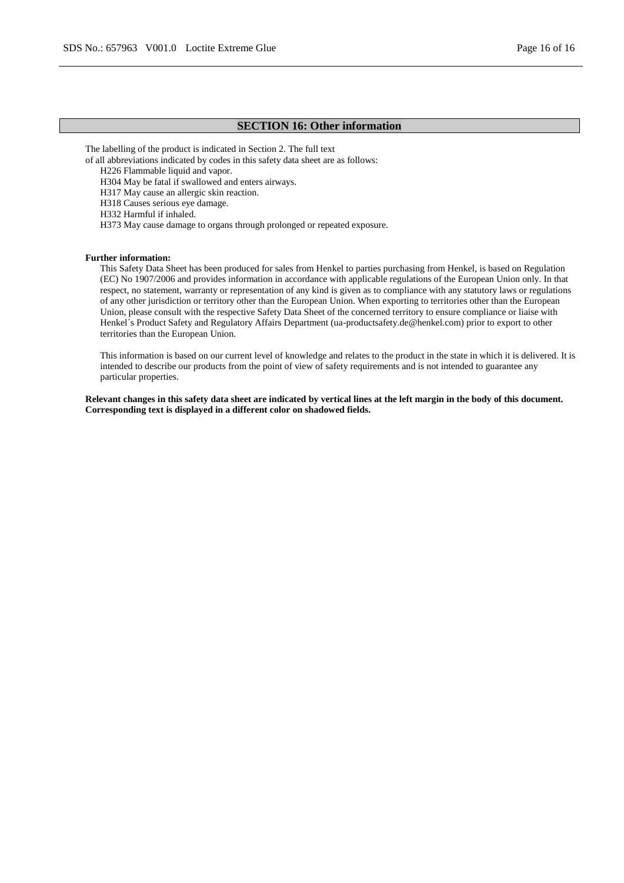## SECTION 16: Other information

The labelling of the product is indicated in Section 2. The full text of all abbreviations indicated by codes in this safety data sheet are as follows:

H226 Flammable liquid and vapor.
H304 May be fatal if swallowed and enters airways.
H317 May cause an allergic skin reaction.
H318 Causes serious eye damage.
H332 Harmful if inhaled.
H373 May cause damage to organs through prolonged or repeated exposure.

**Further information:**

This Safety Data Sheet has been produced for sales from Henkel to parties purchasing from Henkel, is based on Regulation (EC) No 1907/2006 and provides information in accordance with applicable regulations of the European Union only. In that respect, no statement, warranty or representation of any kind is given as to compliance with any statutory laws or regulations of any other jurisdiction or territory other than the European Union. When exporting to territories other than the European Union, please consult with the respective Safety Data Sheet of the concerned territory to ensure compliance or liaise with Henkel´s Product Safety and Regulatory Affairs Department (ua-productsafety.de@henkel.com) prior to export to other territories than the European Union.

This information is based on our current level of knowledge and relates to the product in the state in which it is delivered. It is intended to describe our products from the point of view of safety requirements and is not intended to guarantee any particular properties.

**Relevant changes in this safety data sheet are indicated by vertical lines at the left margin in the body of this document. Corresponding text is displayed in a different color on shadowed fields.**